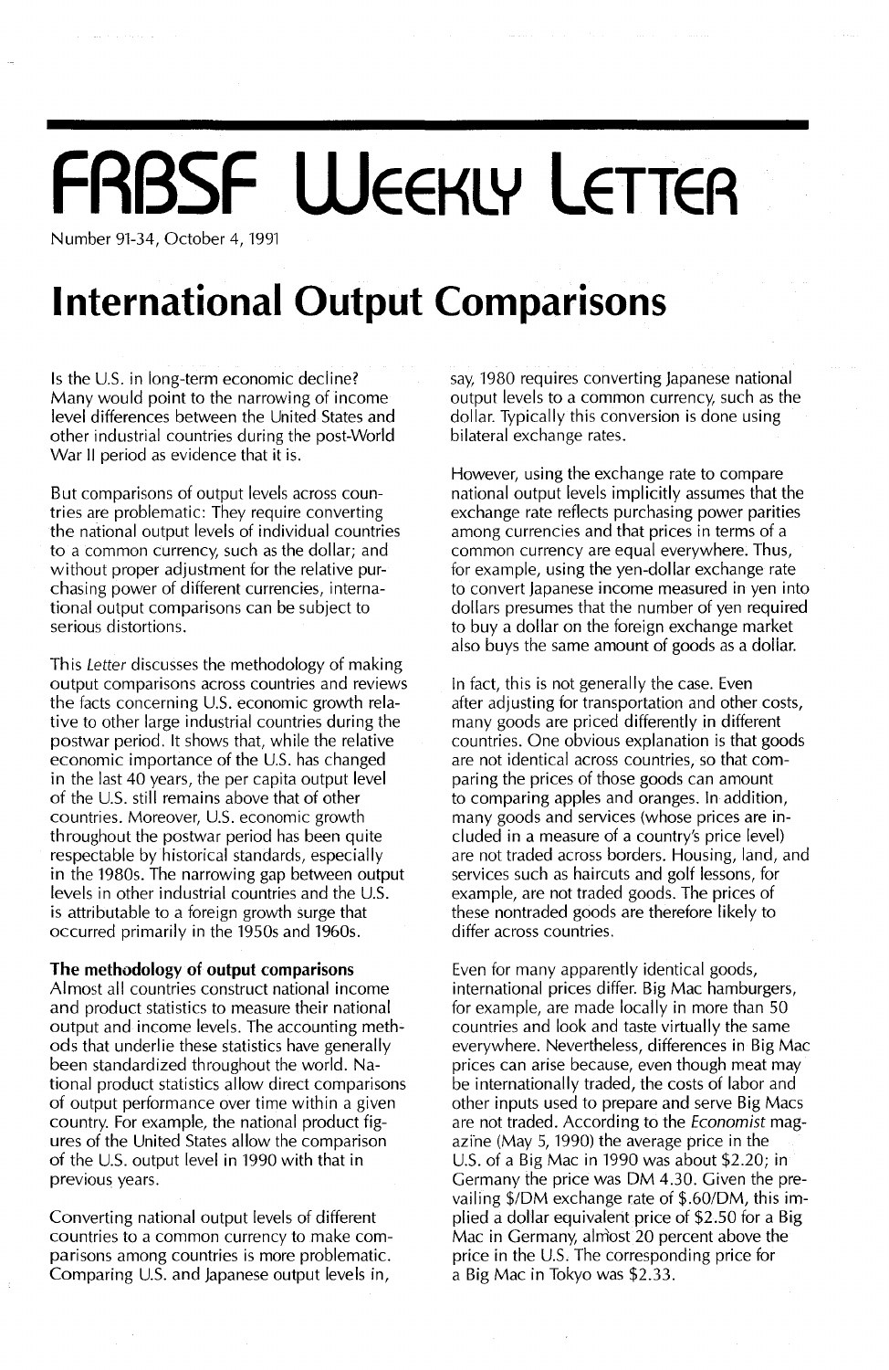# FRBSF Weekly Letter

Number 91-34, October 4, 1991

# International Output Comparisons

Is the U.S. in long-term economic decline? Many would point to the narrowing of income level differences between the United States and other industrial countries during the post-World War II period as evidence that it is.

But comparisons of output levels across countries are problematic: They require converting the national output levels of individual countries to a common currency, such as the dollar; and without proper adjustment for the relative purchasing power of different currencies, international output comparisons can be subject to serious distortions.

This *Letter* discusses the methodology of making output comparisons across countries and reviews the facts concerning U.S. economic growth relative to other large industrial countries during the postwar period. It shows that, while the relative economic importance of the U.S. has changed in the last 40 years, the per capita output level of the U.S. still remains above that of other countries. Moreover, U.S. economic growth throughout the postwar period has been quite respectable by historical standards, especially in the 1980s. The narrowing gap between output levels in other industrial countries and the U.S. is attributable to a foreign growth surge that occurred primarily in the 1950s and 1960s.

**The methodology of output comparisons**

Almost all countries construct national income and product statistics to measure their national output and income levels. The accounting methods that underlie these statistics have generally been standardized throughout the world. National product statistics allow direct comparisons of output performance over time within a given country. For example, the national product figures of the United States allow the comparison of the U.S. output level in 1990 with that in previous years.

Converting national output levels of different countries to a common currency to make comparisons among countries is more problematic. Comparing U.S. and Japanese output levels in, say, 1980 requires converting Japanese national output levels to a common currency, such as the dollar. Typically this conversion is done using bilateral exchange rates.

However, using the exchange rate to compare national output levels implicitly assumes that the exchange rate reflects purchasing power parities among currencies and that prices in terms of a common currency are equal everywhere. Thus, for example, using the yen-dollar exchange rate to convert Japanese income measured in yen into dollars presumes that the number of yen required to buy a dollar on the foreign exchange market also buys the same amount of goods as a dollar.

In fact, this is not generally the case. Even after adjusting for transportation and other costs, many goods are priced differently in different countries. One obvious explanation is that goods are not identical across countries, so that comparing the prices of those goods can amount to comparing apples and oranges. In addition, many goods and services (whose prices are included in a measure of a country's price level) are not traded across borders. Housing, land, and services such as haircuts and golf lessons, for example, are not traded goods. The prices of these nontraded goods are therefore likely to differ across countries.

Even for many apparently identical goods, international prices differ. Big Mac hamburgers, for example, are made locally in more than 50 countries and look and taste virtually the same everywhere. Nevertheless, differences in Big Mac prices can arise because, even though meat may be internationally traded, the costs of labor and other inputs used to prepare and serve Big Macs are not traded. According to the *Economist* magazine (May 5, 1990) the average price in the U.S. of a Big Mac in 1990 was about $2.20; in Germany the price was DM 4.30. Given the prevailing $/DM exchange rate of $.60/DM, this implied a dollar equivalent price of $2.50 for a Big Mac in Germany, almost 20 percent above the price in the U.S. The corresponding price for a Big Mac in Tokyo was $2.33.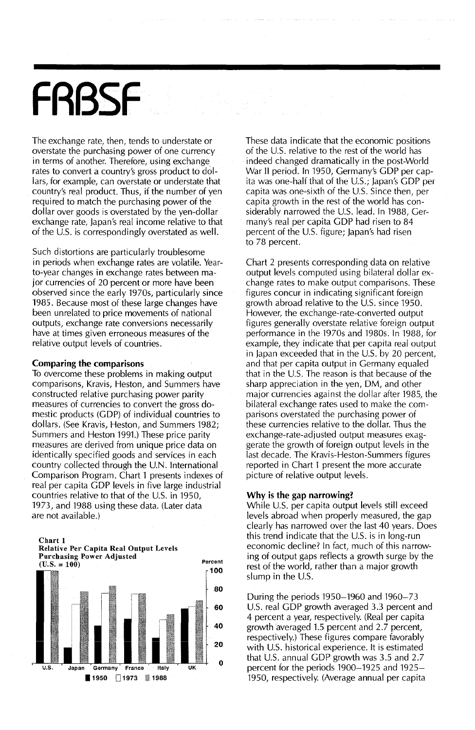The exchange rate, then, tends to understate or overstate the purchasing power of one currency in terms of another. Therefore, using exchange rates to convert a country's gross product to dollars, for example, can overstate or understate that country's real product. Thus, if the number of yen required to match the purchasing power of the dollar over goods is overstated by the yen-dollar exchange rate, Japan's real income relative to that of the U.S. is correspondingly overstated as well.

Such distortions are particularly troublesome in periods when exchange rates are volatile. Year-to-year changes in exchange rates between major currencies of 20 percent or more have been observed since the early 1970s, particularly since 1985. Because most of these large changes have been unrelated to price movements of national outputs, exchange rate conversions necessarily have at times given erroneous measures of the relative output levels of countries.

**Comparing the comparisons**

To overcome these problems in making output comparisons, Kravis, Heston, and Summers have constructed relative purchasing power parity measures of currencies to convert the gross domestic products (GDP) of individual countries to dollars. (See Kravis, Heston, and Summers 1982; Summers and Heston 1991.) These price parity measures are derived from unique price data on identically specified goods and services in each country collected through the U.N. International Comparison Program. Chart 1 presents indexes of real per capita GDP levels in five large industrial countries relative to that of the U.S. in 1950, 1973, and 1988 using these data. (Later data are not available.)

**Chart 1**
**Relative Per Capita Real Output Levels Purchasing Power Adjusted (U.S. = 100)**

These data indicate that the economic positions of the U.S. relative to the rest of the world has indeed changed dramatically in the post-World War II period. In 1950, Germany's GDP per capita was one-half that of the U.S.; Japan's GDP per capita was one-sixth of the U.S. Since then, per capita growth in the rest of the world has considerably narrowed the U.S. lead. In 1988, Germany's real per capita GDP had risen to 84 percent of the U.S. figure; Japan's had risen to 78 percent.

Chart 2 presents corresponding data on relative output levels computed using bilateral dollar exchange rates to make output comparisons. These figures concur in indicating significant foreign growth abroad relative to the U.S. since 1950. However, the exchange-rate-converted output figures generally overstate relative foreign output performance in the 1970s and 1980s. In 1988, for example, they indicate that per capita real output in Japan exceeded that in the U.S. by 20 percent, and that per capita output in Germany equaled that in the U.S. The reason is that because of the sharp appreciation in the yen, DM, and other major currencies against the dollar after 1985, the bilateral exchange rates used to make the comparisons overstated the purchasing power of these currencies relative to the dollar. Thus the exchange-rate-adjusted output measures exaggerate the growth of foreign output levels in the last decade. The Kravis-Heston-Summers figures reported in Chart 1 present the more accurate picture of relative output levels.

**Why is the gap narrowing?**

While U.S. per capita output levels still exceed levels abroad when properly measured, the gap clearly has narrowed over the last 40 years. Does this trend indicate that the U.S. is in long-run economic decline? In fact, much of this narrowing of output gaps reflects a growth surge by the rest of the world, rather than a major growth slump in the U.S.

During the periods 1950–1960 and 1960–73 U.S. real GDP growth averaged 3.3 percent and 4 percent a year, respectively. (Real per capita growth averaged 1.5 percent and 2.7 percent, respectively.) These figures compare favorably with U.S. historical experience. It is estimated that U.S. annual GDP growth was 3.5 and 2.7 percent for the periods 1900–1925 and 1925–1950, respectively. (Average annual per capita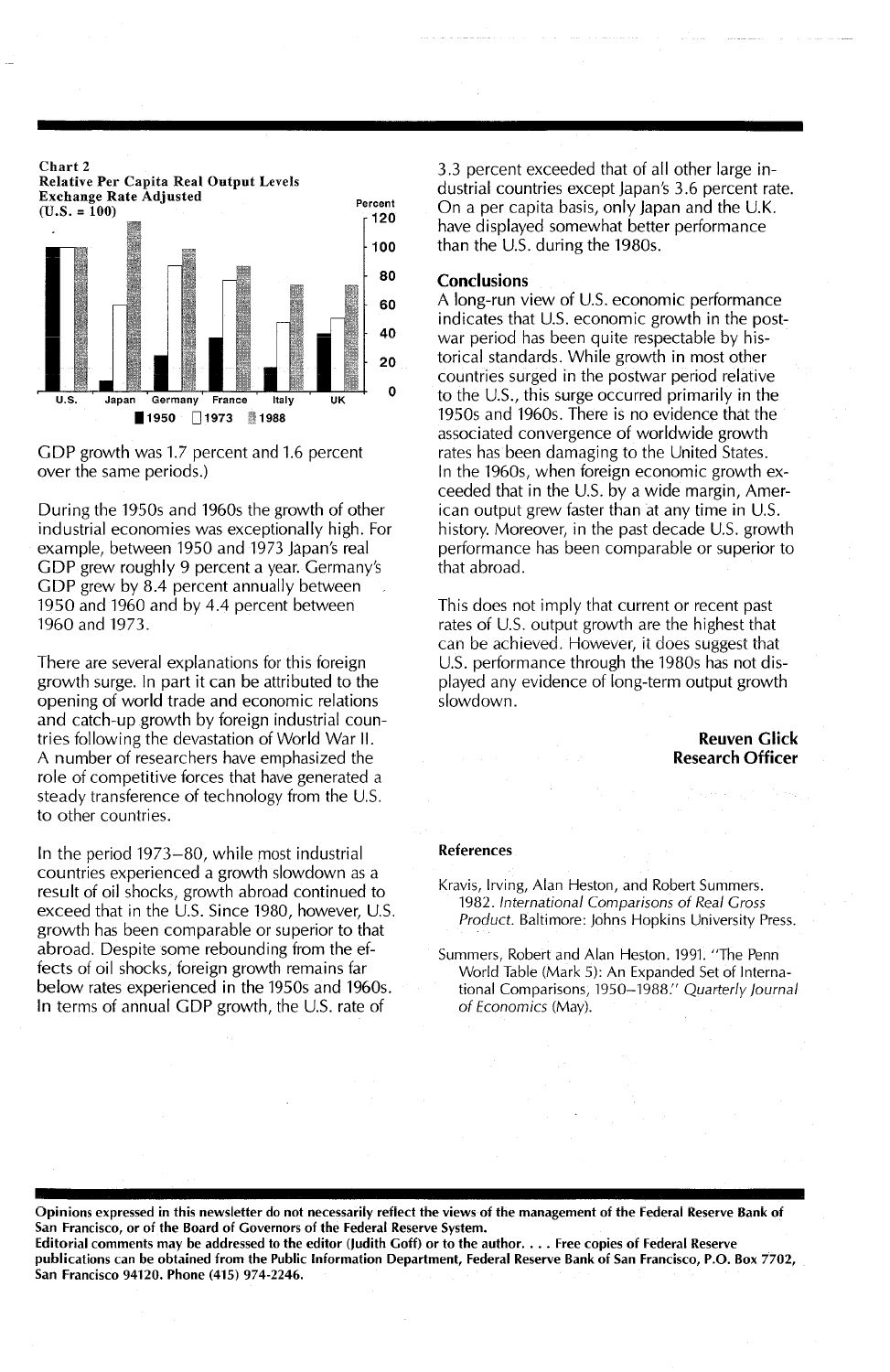**Chart 2**
**Relative Per Capita Real Output Levels**
**Exchange Rate Adjusted**
**(U.S. = 100)**

GDP growth was 1.7 percent and 1.6 percent over the same periods.)

During the 1950s and 1960s the growth of other industrial economies was exceptionally high. For example, between 1950 and 1973 Japan's real GDP grew roughly 9 percent a year. Germany's GDP grew by 8.4 percent annually between 1950 and 1960 and by 4.4 percent between 1960 and 1973.

There are several explanations for this foreign growth surge. In part it can be attributed to the opening of world trade and economic relations and catch-up growth by foreign industrial countries following the devastation of World War II. A number of researchers have emphasized the role of competitive forces that have generated a steady transference of technology from the U.S. to other countries.

In the period 1973–80, while most industrial countries experienced a growth slowdown as a result of oil shocks, growth abroad continued to exceed that in the U.S. Since 1980, however, U.S. growth has been comparable or superior to that abroad. Despite some rebounding from the effects of oil shocks, foreign growth remains far below rates experienced in the 1950s and 1960s. In terms of annual GDP growth, the U.S. rate of 3.3 percent exceeded that of all other large industrial countries except Japan's 3.6 percent rate. On a per capita basis, only Japan and the U.K. have displayed somewhat better performance than the U.S. during the 1980s.

## Conclusions

A long-run view of U.S. economic performance indicates that U.S. economic growth in the postwar period has been quite respectable by historical standards. While growth in most other countries surged in the postwar period relative to the U.S., this surge occurred primarily in the 1950s and 1960s. There is no evidence that the associated convergence of worldwide growth rates has been damaging to the United States. In the 1960s, when foreign economic growth exceeded that in the U.S. by a wide margin, American output grew faster than at any time in U.S. history. Moreover, in the past decade U.S. growth performance has been comparable or superior to that abroad.

This does not imply that current or recent past rates of U.S. output growth are the highest that can be achieved. However, it does suggest that U.S. performance through the 1980s has not displayed any evidence of long-term output growth slowdown.

**Reuven Glick**
**Research Officer**

### References

Kravis, Irving, Alan Heston, and Robert Summers. 1982. *International Comparisons of Real Gross Product.* Baltimore: Johns Hopkins University Press.

Summers, Robert and Alan Heston. 1991. "The Penn World Table (Mark 5): An Expanded Set of International Comparisons, 1950–1988." *Quarterly Journal of Economics* (May).

**Opinions expressed in this newsletter do not necessarily reflect the views of the management of the Federal Reserve Bank of San Francisco, or of the Board of Governors of the Federal Reserve System.**
**Editorial comments may be addressed to the editor (Judith Goff) or to the author. . . . Free copies of Federal Reserve publications can be obtained from the Public Information Department, Federal Reserve Bank of San Francisco, P.O. Box 7702, San Francisco 94120. Phone (415) 974-2246.**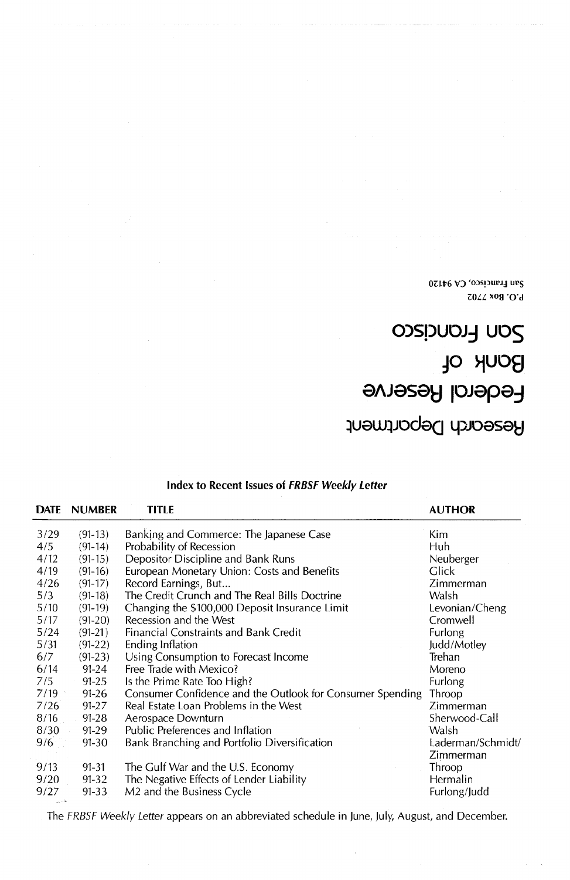Research Department

Federal Reserve

Bank of

San Francisco

P.O. Box 7702

San Francisco, CA 94120

### Index to Recent Issues of *FRBSF Weekly Letter*

| DATE | NUMBER | TITLE | AUTHOR |
|---|---|---|---|
| 3/29 | (91-13) | Banking and Commerce: The Japanese Case | Kim |
| 4/5 | (91-14) | Probability of Recession | Huh |
| 4/12 | (91-15) | Depositor Discipline and Bank Runs | Neuberger |
| 4/19 | (91-16) | European Monetary Union: Costs and Benefits | Glick |
| 4/26 | (91-17) | Record Earnings, But... | Zimmerman |
| 5/3 | (91-18) | The Credit Crunch and The Real Bills Doctrine | Walsh |
| 5/10 | (91-19) | Changing the $100,000 Deposit Insurance Limit | Levonian/Cheng |
| 5/17 | (91-20) | Recession and the West | Cromwell |
| 5/24 | (91-21) | Financial Constraints and Bank Credit | Furlong |
| 5/31 | (91-22) | Ending Inflation | Judd/Motley |
| 6/7 | (91-23) | Using Consumption to Forecast Income | Trehan |
| 6/14 | 91-24 | Free Trade with Mexico? | Moreno |
| 7/5 | 91-25 | Is the Prime Rate Too High? | Furlong |
| 7/19 | 91-26 | Consumer Confidence and the Outlook for Consumer Spending | Throop |
| 7/26 | 91-27 | Real Estate Loan Problems in the West | Zimmerman |
| 8/16 | 91-28 | Aerospace Downturn | Sherwood-Call |
| 8/30 | 91-29 | Public Preferences and Inflation | Walsh |
| 9/6 | 91-30 | Bank Branching and Portfolio Diversification | Laderman/Schmidt/Zimmerman |
| 9/13 | 91-31 | The Gulf War and the U.S. Economy | Throop |
| 9/20 | 91-32 | The Negative Effects of Lender Liability | Hermalin |
| 9/27 | 91-33 | M2 and the Business Cycle | Furlong/Judd |

The *FRBSF Weekly Letter* appears on an abbreviated schedule in June, July, August, and December.